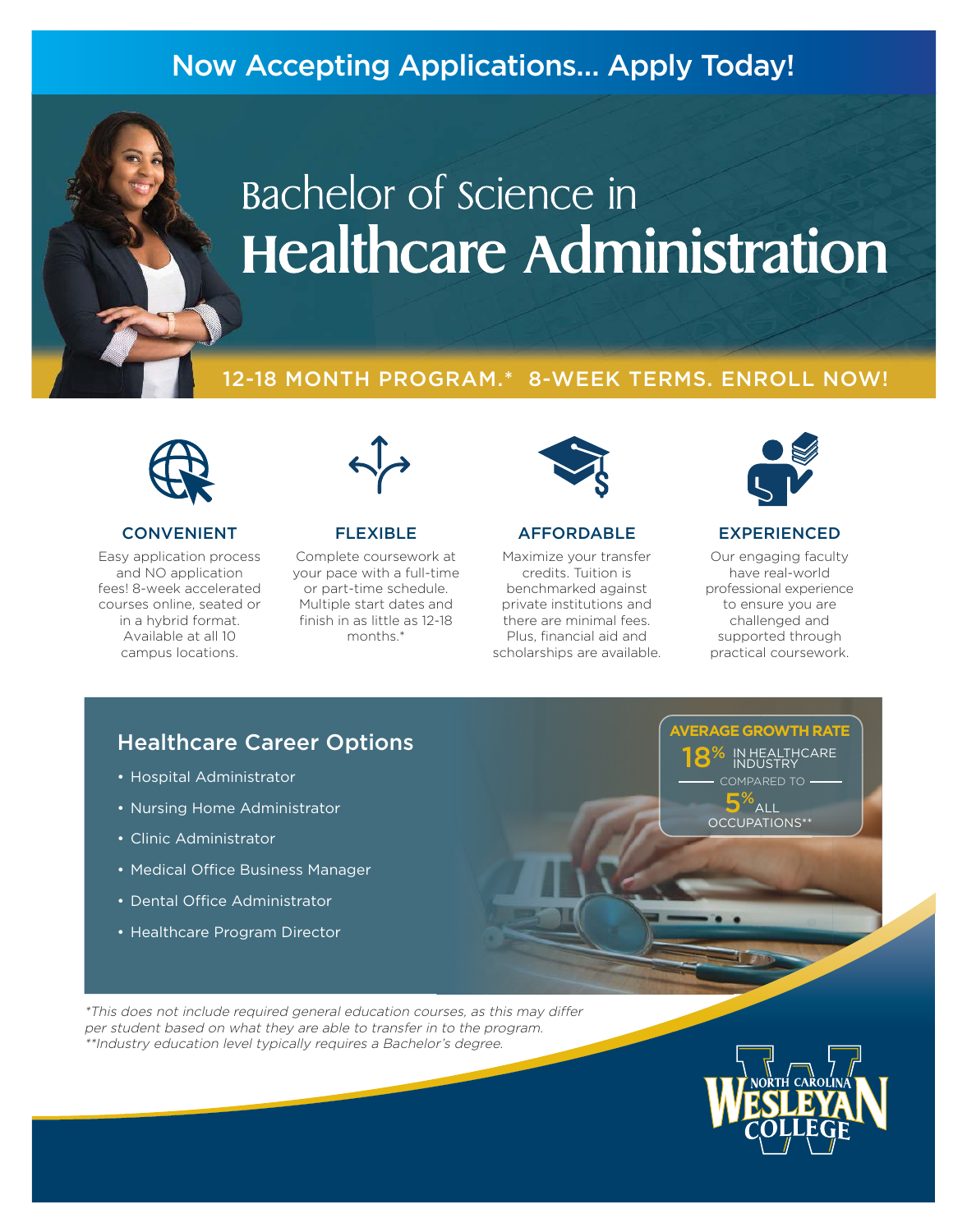Now Accepting Applications... Apply Today!

# Bachelor of Science in Healthcare Administration

12-18 MONTH PROGRAM.* 8-WEEK TERMS. ENROLL NOW!

### CONVENIENT

Easy application process and NO application fees! 8-week accelerated courses online, seated or in a hybrid format. Available at all 10 campus locations.

### FLEXIBLE

Complete coursework at your pace with a full-time or part-time schedule. Multiple start dates and finish in as little as 12-18 months.*

### AFFORDABLE

Maximize your transfer credits. Tuition is benchmarked against private institutions and there are minimal fees. Plus, financial aid and scholarships are available.

### EXPERIENCED

Our engaging faculty have real-world professional experience to ensure you are challenged and supported through practical coursework.

## Healthcare Career Options

- Hospital Administrator
- Nursing Home Administrator
- Clinic Administrator
- Medical Office Business Manager
- Dental Office Administrator
- Healthcare Program Director

**AVERAGE GROWTH RATE**

18% IN HEALTHCARE INDUSTRY

COMPARED TO

5% ALL OCCUPATIONS**

*\*This does not include required general education courses, as this may differ per student based on what they are able to transfer in to the program.*
*\*\*Industry education level typically requires a Bachelor's degree.*

NORTH CAROLINA WESLEYAN COLLEGE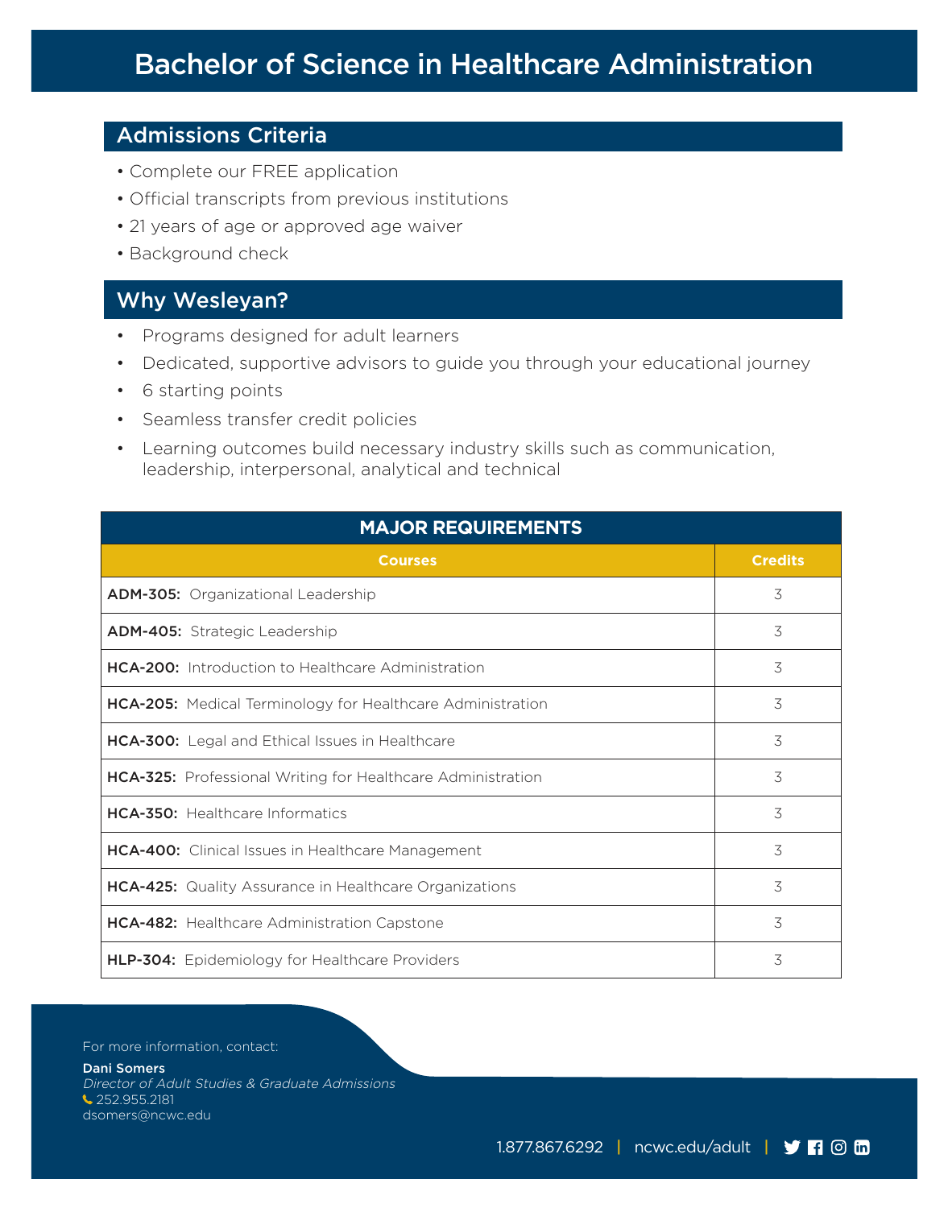# Bachelor of Science in Healthcare Administration

## Admissions Criteria

- Complete our FREE application
- Official transcripts from previous institutions
- 21 years of age or approved age waiver
- Background check

## Why Wesleyan?

- Programs designed for adult learners
- Dedicated, supportive advisors to guide you through your educational journey
- 6 starting points
- Seamless transfer credit policies
- Learning outcomes build necessary industry skills such as communication, leadership, interpersonal, analytical and technical

| MAJOR REQUIREMENTS | |
|---|---|
| **Courses** | **Credits** |
| **ADM-305:** Organizational Leadership | 3 |
| **ADM-405:** Strategic Leadership | 3 |
| **HCA-200:** Introduction to Healthcare Administration | 3 |
| **HCA-205:** Medical Terminology for Healthcare Administration | 3 |
| **HCA-300:** Legal and Ethical Issues in Healthcare | 3 |
| **HCA-325:** Professional Writing for Healthcare Administration | 3 |
| **HCA-350:** Healthcare Informatics | 3 |
| **HCA-400:** Clinical Issues in Healthcare Management | 3 |
| **HCA-425:** Quality Assurance in Healthcare Organizations | 3 |
| **HCA-482:** Healthcare Administration Capstone | 3 |
| **HLP-304:** Epidemiology for Healthcare Providers | 3 |

For more information, contact:

**Dani Somers**
*Director of Adult Studies & Graduate Admissions*
252.955.2181
dsomers@ncwc.edu

1.877.867.6292 | ncwc.edu/adult